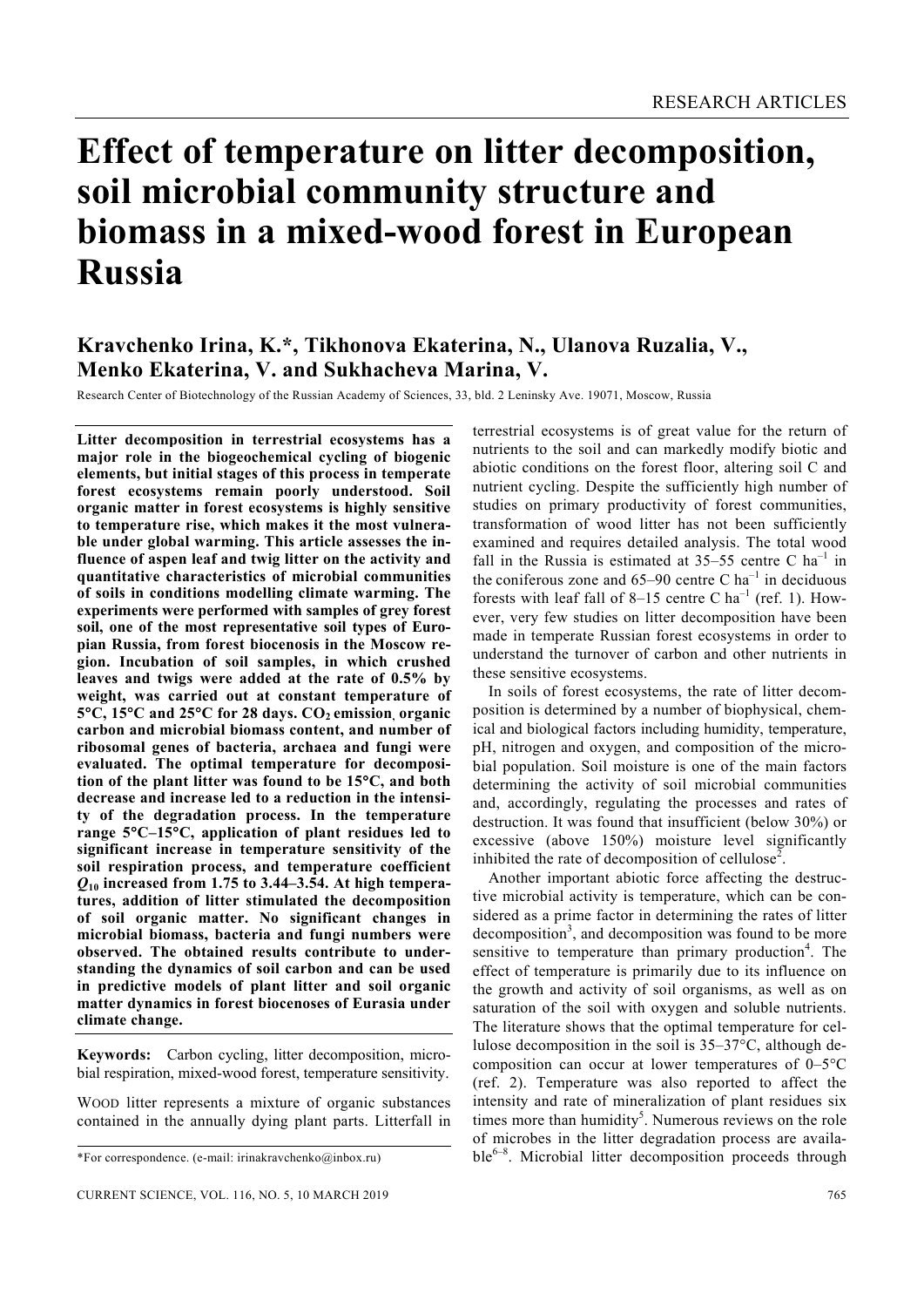# Effect of temperature on litter decomposition, soil microbial community structure and biomass in a mixed-wood forest in European Russia

**Kravchenko Irina, K.\*, Tikhonova Ekaterina, N., Ulanova Ruzalia, V., Menko Ekaterina, V. and Sukhacheva Marina, V.**

Research Center of Biotechnology of the Russian Academy of Sciences, 33, bld. 2 Leninsky Ave. 19071, Moscow, Russia

**Litter decomposition in terrestrial ecosystems has a major role in the biogeochemical cycling of biogenic elements, but initial stages of this process in temperate forest ecosystems remain poorly understood. Soil organic matter in forest ecosystems is highly sensitive to temperature rise, which makes it the most vulnerable under global warming. This article assesses the influence of aspen leaf and twig litter on the activity and quantitative characteristics of microbial communities of soils in conditions modelling climate warming. The experiments were performed with samples of grey forest soil, one of the most representative soil types of European Russia, from forest biocenosis in the Moscow region. Incubation of soil samples, in which crushed leaves and twigs were added at the rate of 0.5% by weight, was carried out at constant temperature of 5°C, 15°C and 25°C for 28 days. $CO_2$ emission, organic carbon and microbial biomass content, and number of ribosomal genes of bacteria, archaea and fungi were evaluated. The optimal temperature for decomposition of the plant litter was found to be 15°C, and both decrease and increase led to a reduction in the intensity of the degradation process. In the temperature range 5°C–15°C, application of plant residues led to significant increase in temperature sensitivity of the soil respiration process, and temperature coefficient $Q_{10}$ increased from 1.75 to 3.44–3.54. At high temperatures, addition of litter stimulated the decomposition of soil organic matter. No significant changes in microbial biomass, bacteria and fungi numbers were observed. The obtained results contribute to understanding the dynamics of soil carbon and can be used in predictive models of plant litter and soil organic matter dynamics in forest biocenoses of Eurasia under climate change.**

**Keywords:** Carbon cycling, litter decomposition, microbial respiration, mixed-wood forest, temperature sensitivity.

WOOD litter represents a mixture of organic substances contained in the annually dying plant parts. Litterfall in terrestrial ecosystems is of great value for the return of nutrients to the soil and can markedly modify biotic and abiotic conditions on the forest floor, altering soil C and nutrient cycling. Despite the sufficiently high number of studies on primary productivity of forest communities, transformation of wood litter has not been sufficiently examined and requires detailed analysis. The total wood fall in the Russia is estimated at 35–55 centre C $ha^{-1}$ in the coniferous zone and 65–90 centre C $ha^{-1}$ in deciduous forests with leaf fall of 8–15 centre C $ha^{-1}$ (ref. 1). However, very few studies on litter decomposition have been made in temperate Russian forest ecosystems in order to understand the turnover of carbon and other nutrients in these sensitive ecosystems.

In soils of forest ecosystems, the rate of litter decomposition is determined by a number of biophysical, chemical and biological factors including humidity, temperature, pH, nitrogen and oxygen, and composition of the microbial population. Soil moisture is one of the main factors determining the activity of soil microbial communities and, accordingly, regulating the processes and rates of destruction. It was found that insufficient (below 30%) or excessive (above 150%) moisture level significantly inhibited the rate of decomposition of cellulose[2].

Another important abiotic force affecting the destructive microbial activity is temperature, which can be considered as a prime factor in determining the rates of litter decomposition[3], and decomposition was found to be more sensitive to temperature than primary production[4]. The effect of temperature is primarily due to its influence on the growth and activity of soil organisms, as well as on saturation of the soil with oxygen and soluble nutrients. The literature shows that the optimal temperature for cellulose decomposition in the soil is 35–37°C, although decomposition can occur at lower temperatures of 0–5°C (ref. 2). Temperature was also reported to affect the intensity and rate of mineralization of plant residues six times more than humidity[5]. Numerous reviews on the role of microbes in the litter degradation process are available[6–8]. Microbial litter decomposition proceeds through

\*For correspondence. (e-mail: irinakravchenko@inbox.ru)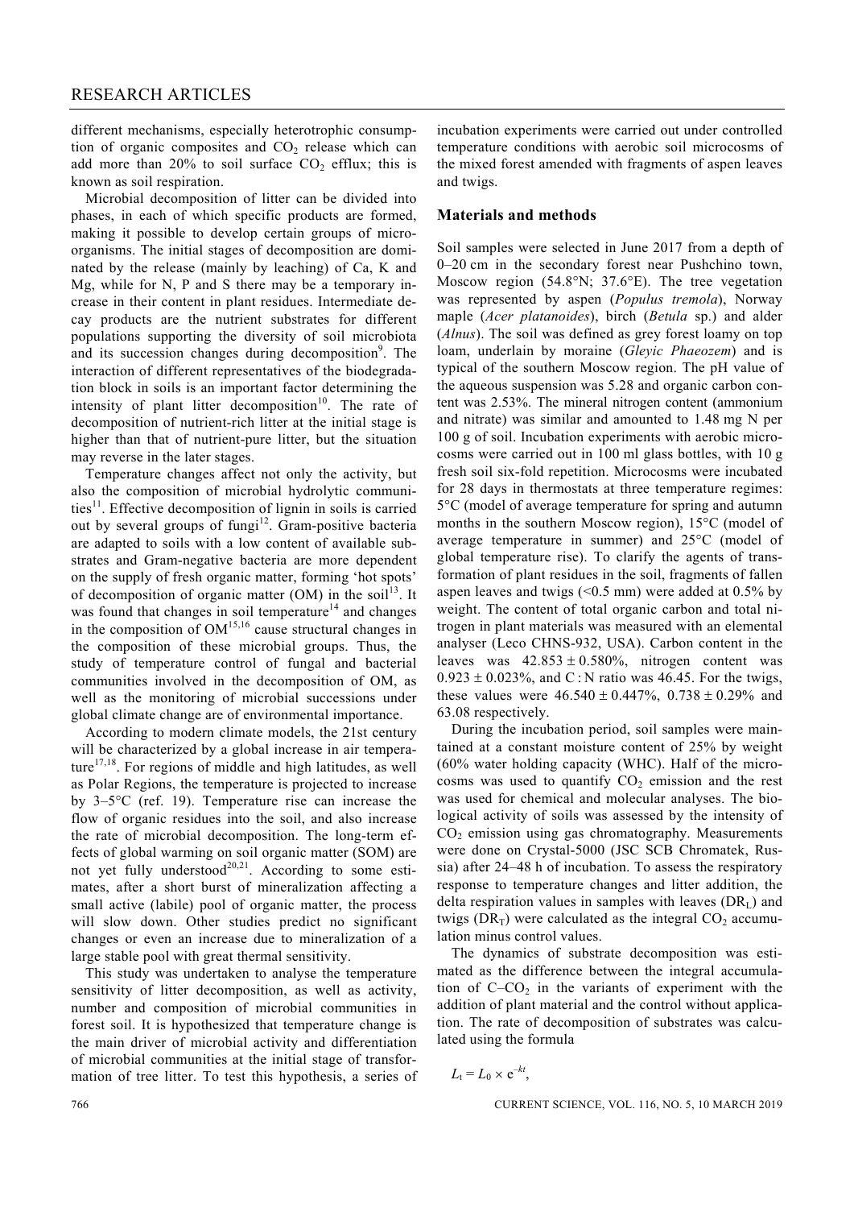different mechanisms, especially heterotrophic consumption of organic composites and $CO_2$ release which can add more than 20% to soil surface $CO_2$ efflux; this is known as soil respiration.

Microbial decomposition of litter can be divided into phases, in each of which specific products are formed, making it possible to develop certain groups of microorganisms. The initial stages of decomposition are dominated by the release (mainly by leaching) of Ca, K and Mg, while for N, P and S there may be a temporary increase in their content in plant residues. Intermediate decay products are the nutrient substrates for different populations supporting the diversity of soil microbiota and its succession changes during decomposition[9]. The interaction of different representatives of the biodegradation block in soils is an important factor determining the intensity of plant litter decomposition[10]. The rate of decomposition of nutrient-rich litter at the initial stage is higher than that of nutrient-pure litter, but the situation may reverse in the later stages.

Temperature changes affect not only the activity, but also the composition of microbial hydrolytic communities[11]. Effective decomposition of lignin in soils is carried out by several groups of fungi[12]. Gram-positive bacteria are adapted to soils with a low content of available substrates and Gram-negative bacteria are more dependent on the supply of fresh organic matter, forming 'hot spots' of decomposition of organic matter (OM) in the soil[13]. It was found that changes in soil temperature[14] and changes in the composition of OM[15,16] cause structural changes in the composition of these microbial groups. Thus, the study of temperature control of fungal and bacterial communities involved in the decomposition of OM, as well as the monitoring of microbial successions under global climate change are of environmental importance.

According to modern climate models, the 21st century will be characterized by a global increase in air temperature[17,18]. For regions of middle and high latitudes, as well as Polar Regions, the temperature is projected to increase by 3–5°C (ref. 19). Temperature rise can increase the flow of organic residues into the soil, and also increase the rate of microbial decomposition. The long-term effects of global warming on soil organic matter (SOM) are not yet fully understood[20,21]. According to some estimates, after a short burst of mineralization affecting a small active (labile) pool of organic matter, the process will slow down. Other studies predict no significant changes or even an increase due to mineralization of a large stable pool with great thermal sensitivity.

This study was undertaken to analyse the temperature sensitivity of litter decomposition, as well as activity, number and composition of microbial communities in forest soil. It is hypothesized that temperature change is the main driver of microbial activity and differentiation of microbial communities at the initial stage of transformation of tree litter. To test this hypothesis, a series of incubation experiments were carried out under controlled temperature conditions with aerobic soil microcosms of the mixed forest amended with fragments of aspen leaves and twigs.

## Materials and methods

Soil samples were selected in June 2017 from a depth of 0–20 cm in the secondary forest near Pushchino town, Moscow region (54.8°N; 37.6°E). The tree vegetation was represented by aspen (*Populus tremola*), Norway maple (*Acer platanoides*), birch (*Betula* sp.) and alder (*Alnus*). The soil was defined as grey forest loamy on top loam, underlain by moraine (*Gleyic Phaeozem*) and is typical of the southern Moscow region. The pH value of the aqueous suspension was 5.28 and organic carbon content was 2.53%. The mineral nitrogen content (ammonium and nitrate) was similar and amounted to 1.48 mg N per 100 g of soil. Incubation experiments with aerobic microcosms were carried out in 100 ml glass bottles, with 10 g fresh soil six-fold repetition. Microcosms were incubated for 28 days in thermostats at three temperature regimes: 5°C (model of average temperature for spring and autumn months in the southern Moscow region), 15°C (model of average temperature in summer) and 25°C (model of global temperature rise). To clarify the agents of transformation of plant residues in the soil, fragments of fallen aspen leaves and twigs (<0.5 mm) were added at 0.5% by weight. The content of total organic carbon and total nitrogen in plant materials was measured with an elemental analyser (Leco CHNS-932, USA). Carbon content in the leaves was $42.853 \pm 0.580\%$, nitrogen content was $0.923 \pm 0.023\%$, and C : N ratio was 46.45. For the twigs, these values were $46.540 \pm 0.447\%$, $0.738 \pm 0.29\%$ and 63.08 respectively.

During the incubation period, soil samples were maintained at a constant moisture content of 25% by weight (60% water holding capacity (WHC). Half of the microcosms was used to quantify $CO_2$ emission and the rest was used for chemical and molecular analyses. The biological activity of soils was assessed by the intensity of $CO_2$ emission using gas chromatography. Measurements were done on Crystal-5000 (JSC SCB Chromatek, Russia) after 24–48 h of incubation. To assess the respiratory response to temperature changes and litter addition, the delta respiration values in samples with leaves ($DR_L$) and twigs ($DR_T$) were calculated as the integral $CO_2$ accumulation minus control values.

The dynamics of substrate decomposition was estimated as the difference between the integral accumulation of C–$CO_2$ in the variants of experiment with the addition of plant material and the control without application. The rate of decomposition of substrates was calculated using the formula

$$L_t = L_0 \times e^{-kt},$$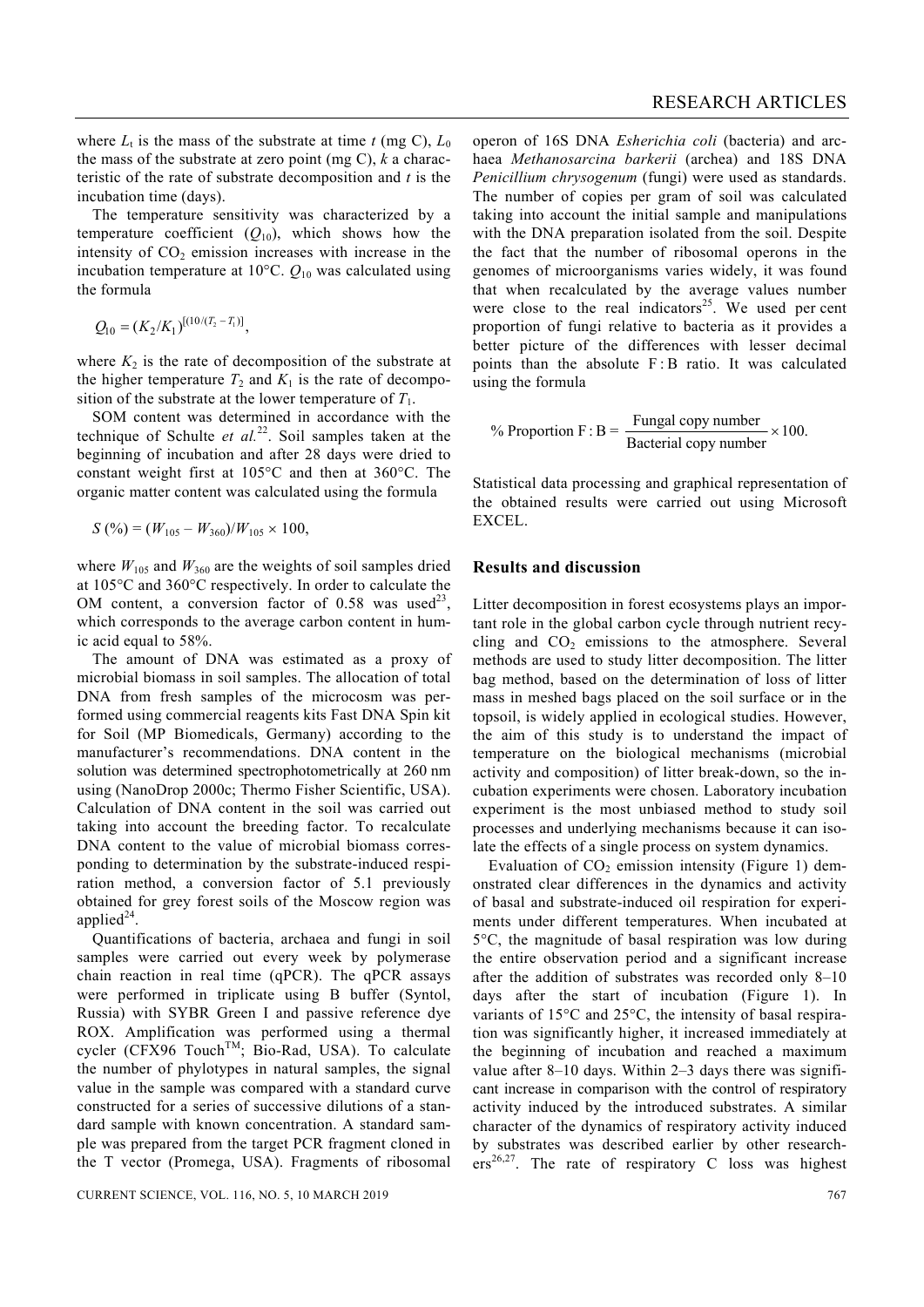where $L_t$ is the mass of the substrate at time $t$ (mg C), $L_0$ the mass of the substrate at zero point (mg C), $k$ a characteristic of the rate of substrate decomposition and $t$ is the incubation time (days).

The temperature sensitivity was characterized by a temperature coefficient ($Q_{10}$), which shows how the intensity of $CO_2$ emission increases with increase in the incubation temperature at 10°C. $Q_{10}$ was calculated using the formula

$$Q_{10} = (K_2/K_1)^{[(10/(T_2 - T_1)]},$$

where $K_2$ is the rate of decomposition of the substrate at the higher temperature $T_2$ and $K_1$ is the rate of decomposition of the substrate at the lower temperature of $T_1$.

SOM content was determined in accordance with the technique of Schulte *et al.*[22]. Soil samples taken at the beginning of incubation and after 28 days were dried to constant weight first at 105°C and then at 360°C. The organic matter content was calculated using the formula

$$S\,(\%) = (W_{105} - W_{360})/W_{105} \times 100,$$

where $W_{105}$ and $W_{360}$ are the weights of soil samples dried at 105°C and 360°C respectively. In order to calculate the OM content, a conversion factor of 0.58 was used[23], which corresponds to the average carbon content in humic acid equal to 58%.

The amount of DNA was estimated as a proxy of microbial biomass in soil samples. The allocation of total DNA from fresh samples of the microcosm was performed using commercial reagents kits Fast DNA Spin kit for Soil (MP Biomedicals, Germany) according to the manufacturer's recommendations. DNA content in the solution was determined spectrophotometrically at 260 nm using (NanoDrop 2000c; Thermo Fisher Scientific, USA). Calculation of DNA content in the soil was carried out taking into account the breeding factor. To recalculate DNA content to the value of microbial biomass corresponding to determination by the substrate-induced respiration method, a conversion factor of 5.1 previously obtained for grey forest soils of the Moscow region was applied[24].

Quantifications of bacteria, archaea and fungi in soil samples were carried out every week by polymerase chain reaction in real time (qPCR). The qPCR assays were performed in triplicate using B buffer (Syntol, Russia) with SYBR Green I and passive reference dye ROX. Amplification was performed using a thermal cycler (CFX96 Touch™; Bio-Rad, USA). To calculate the number of phylotypes in natural samples, the signal value in the sample was compared with a standard curve constructed for a series of successive dilutions of a standard sample with known concentration. A standard sample was prepared from the target PCR fragment cloned in the T vector (Promega, USA). Fragments of ribosomal operon of 16S DNA *Esherichia coli* (bacteria) and archaea *Methanosarcina barkerii* (archea) and 18S DNA *Penicillium chrysogenum* (fungi) were used as standards. The number of copies per gram of soil was calculated taking into account the initial sample and manipulations with the DNA preparation isolated from the soil. Despite the fact that the number of ribosomal operons in the genomes of microorganisms varies widely, it was found that when recalculated by the average values number were close to the real indicators[25]. We used per cent proportion of fungi relative to bacteria as it provides a better picture of the differences with lesser decimal points than the absolute F : B ratio. It was calculated using the formula

$$\%\ \text{Proportion F : B} = \frac{\text{Fungal copy number}}{\text{Bacterial copy number}} \times 100.$$

Statistical data processing and graphical representation of the obtained results were carried out using Microsoft EXCEL.

## Results and discussion

Litter decomposition in forest ecosystems plays an important role in the global carbon cycle through nutrient recycling and $CO_2$ emissions to the atmosphere. Several methods are used to study litter decomposition. The litter bag method, based on the determination of loss of litter mass in meshed bags placed on the soil surface or in the topsoil, is widely applied in ecological studies. However, the aim of this study is to understand the impact of temperature on the biological mechanisms (microbial activity and composition) of litter break-down, so the incubation experiments were chosen. Laboratory incubation experiment is the most unbiased method to study soil processes and underlying mechanisms because it can isolate the effects of a single process on system dynamics.

Evaluation of $CO_2$ emission intensity (Figure 1) demonstrated clear differences in the dynamics and activity of basal and substrate-induced oil respiration for experiments under different temperatures. When incubated at 5°C, the magnitude of basal respiration was low during the entire observation period and a significant increase after the addition of substrates was recorded only 8–10 days after the start of incubation (Figure 1). In variants of 15°C and 25°C, the intensity of basal respiration was significantly higher, it increased immediately at the beginning of incubation and reached a maximum value after 8–10 days. Within 2–3 days there was significant increase in comparison with the control of respiratory activity induced by the introduced substrates. A similar character of the dynamics of respiratory activity induced by substrates was described earlier by other researchers[26,27]. The rate of respiratory C loss was highest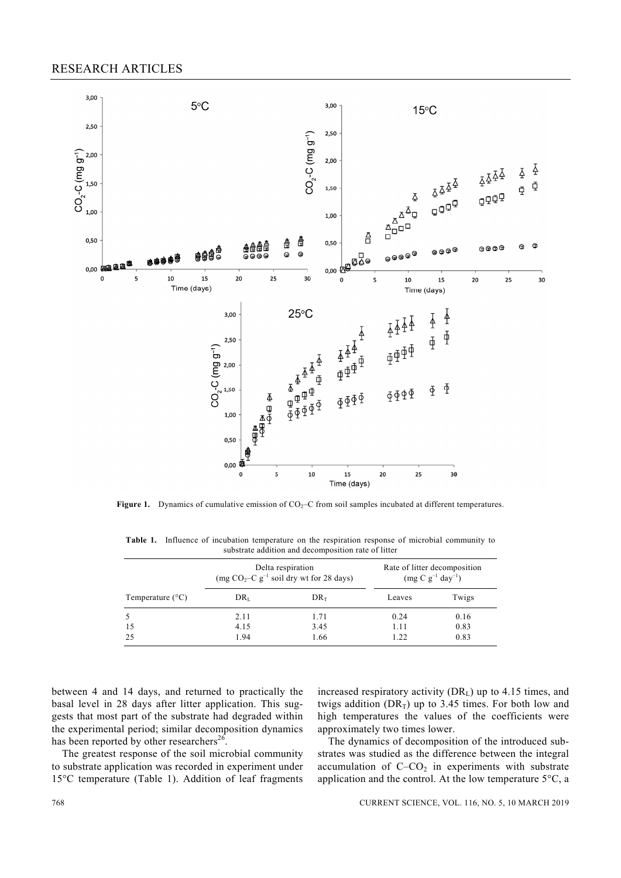5°C

3,00
2,50
2,00
1,50
1,00
0,50
0,00

0 5 10 15 20 25 30

Time (days)

$CO_2$-C (mg g$^{-1}$)

15°C

3,00
2,50
2,00
1,50
1,00
0,50
0,00

0 5 10 15 20 25 30

Time (days)

$CO_2$-C (mg g$^{-1}$)

25°C

3,00
2,50
2,00
1,50
1,00
0,50
0,00

0 5 10 15 20 25 30

Time (days)

$CO_2$-C (mg g$^{-1}$)

**Figure 1.** Dynamics of cumulative emission of $CO_2$–C from soil samples incubated at different temperatures.

**Table 1.** Influence of incubation temperature on the respiration response of microbial community to substrate addition and decomposition rate of litter

| | Delta respiration (mg $CO_2$–C g$^{-1}$ soil dry wt for 28 days) | | Rate of litter decomposition (mg C g$^{-1}$ day$^{-1}$) | |
|---|---|---|---|---|
| Temperature (°C) | $DR_L$ | $DR_T$ | Leaves | Twigs |
| 5 | 2.11 | 1.71 | 0.24 | 0.16 |
| 15 | 4.15 | 3.45 | 1.11 | 0.83 |
| 25 | 1.94 | 1.66 | 1.22 | 0.83 |

between 4 and 14 days, and returned to practically the basal level in 28 days after litter application. This suggests that most part of the substrate had degraded within the experimental period; similar decomposition dynamics has been reported by other researchers[26].

The greatest response of the soil microbial community to substrate application was recorded in experiment under 15°C temperature (Table 1). Addition of leaf fragments increased respiratory activity ($DR_L$) up to 4.15 times, and twigs addition ($DR_T$) up to 3.45 times. For both low and high temperatures the values of the coefficients were approximately two times lower.

The dynamics of decomposition of the introduced substrates was studied as the difference between the integral accumulation of C–$CO_2$ in experiments with substrate application and the control. At the low temperature 5°C, a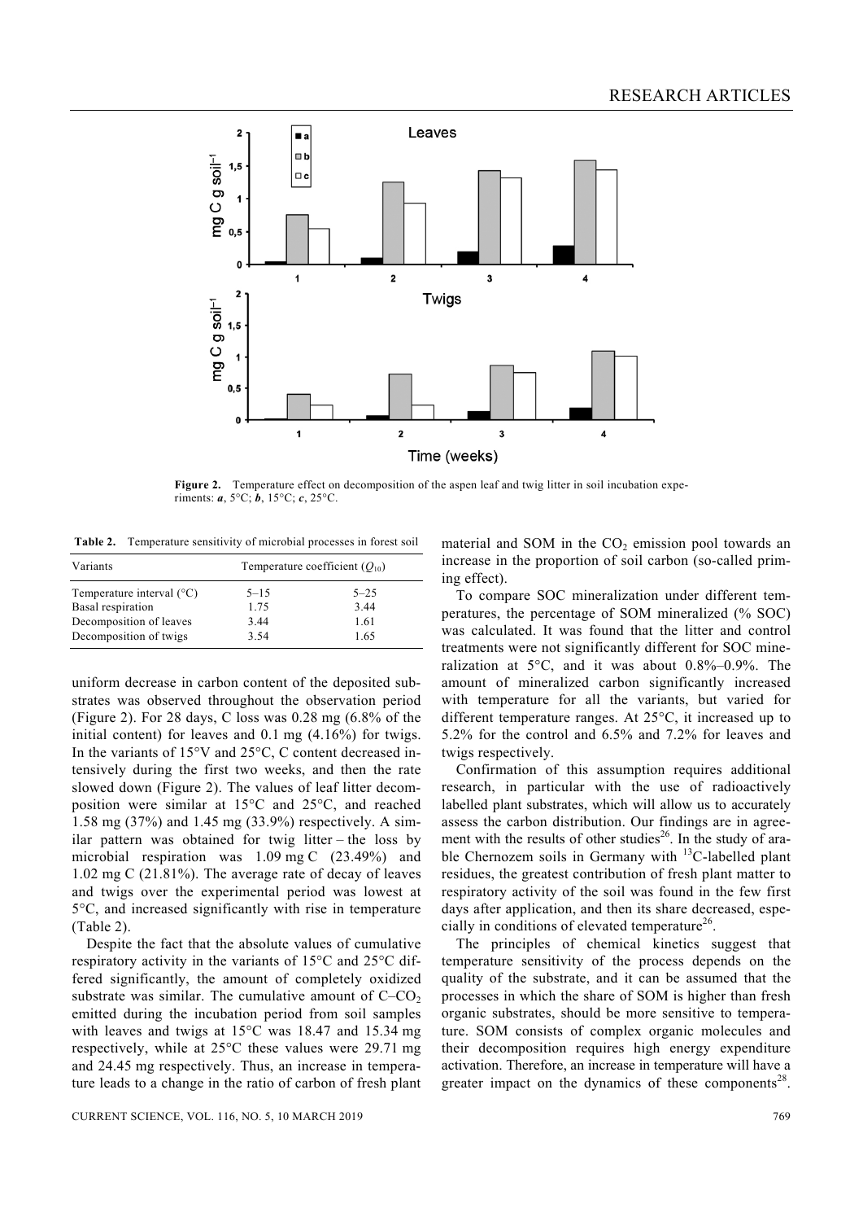Leaves

a
b
c

mg C g soil$^{-1}$

2
1,5
1
0,5
0

1 2 3 4

Twigs

mg C g soil$^{-1}$

2
1,5
1
0,5
0

1 2 3 4

Time (weeks)

**Figure 2.** Temperature effect on decomposition of the aspen leaf and twig litter in soil incubation experiments: ***a***, 5°C; ***b***, 15°C; ***c***, 25°C.

**Table 2.** Temperature sensitivity of microbial processes in forest soil

| Variants | Temperature coefficient ($Q_{10}$) | |
|---|---|---|
| Temperature interval (°C) | 5–15 | 5–25 |
| Basal respiration | 1.75 | 3.44 |
| Decomposition of leaves | 3.44 | 1.61 |
| Decomposition of twigs | 3.54 | 1.65 |

uniform decrease in carbon content of the deposited substrates was observed throughout the observation period (Figure 2). For 28 days, C loss was 0.28 mg (6.8% of the initial content) for leaves and 0.1 mg (4.16%) for twigs. In the variants of 15°V and 25°C, C content decreased intensively during the first two weeks, and then the rate slowed down (Figure 2). The values of leaf litter decomposition were similar at 15°C and 25°C, and reached 1.58 mg (37%) and 1.45 mg (33.9%) respectively. A similar pattern was obtained for twig litter – the loss by microbial respiration was 1.09 mg C (23.49%) and 1.02 mg C (21.81%). The average rate of decay of leaves and twigs over the experimental period was lowest at 5°C, and increased significantly with rise in temperature (Table 2).

Despite the fact that the absolute values of cumulative respiratory activity in the variants of 15°C and 25°C differed significantly, the amount of completely oxidized substrate was similar. The cumulative amount of C–$CO_2$ emitted during the incubation period from soil samples with leaves and twigs at 15°C was 18.47 and 15.34 mg respectively, while at 25°C these values were 29.71 mg and 24.45 mg respectively. Thus, an increase in temperature leads to a change in the ratio of carbon of fresh plant material and SOM in the $CO_2$ emission pool towards an increase in the proportion of soil carbon (so-called priming effect).

To compare SOC mineralization under different temperatures, the percentage of SOM mineralized (% SOC) was calculated. It was found that the litter and control treatments were not significantly different for SOC mineralization at 5°C, and it was about 0.8%–0.9%. The amount of mineralized carbon significantly increased with temperature for all the variants, but varied for different temperature ranges. At 25°C, it increased up to 5.2% for the control and 6.5% and 7.2% for leaves and twigs respectively.

Confirmation of this assumption requires additional research, in particular with the use of radioactively labelled plant substrates, which will allow us to accurately assess the carbon distribution. Our findings are in agreement with the results of other studies[26]. In the study of arable Chernozem soils in Germany with $^{13}C$-labelled plant residues, the greatest contribution of fresh plant matter to respiratory activity of the soil was found in the few first days after application, and then its share decreased, especially in conditions of elevated temperature[26].

The principles of chemical kinetics suggest that temperature sensitivity of the process depends on the quality of the substrate, and it can be assumed that the processes in which the share of SOM is higher than fresh organic substrates, should be more sensitive to temperature. SOM consists of complex organic molecules and their decomposition requires high energy expenditure activation. Therefore, an increase in temperature will have a greater impact on the dynamics of these components[28].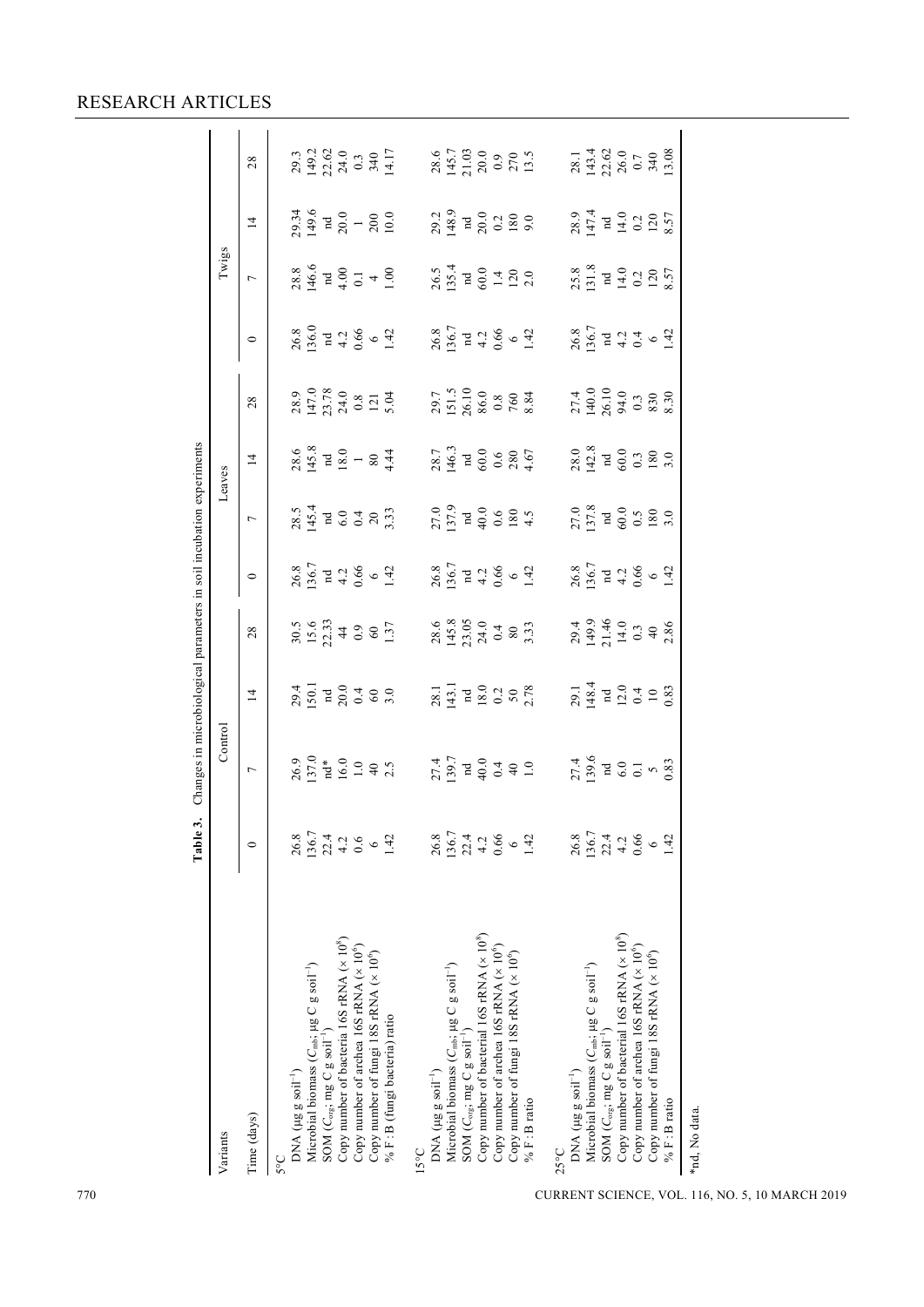**Table 3.** Changes in microbiological parameters in soil incubation experiments

| Variants | Control | | | | Leaves | | | | Twigs | | | |
|---|---|---|---|---|---|---|---|---|---|---|---|---|
| Time (days) | 0 | 7 | 14 | 28 | 0 | 7 | 14 | 28 | 0 | 7 | 14 | 28 |
| 5°C | | | | | | | | | | | | |
| DNA (μg g soil$^{-1}$) | 26.8 | 26.9 | 29.4 | 30.5 | 26.8 | 28.5 | 28.6 | 28.9 | 26.8 | 28.8 | 29.34 | 29.3 |
| Microbial biomass ($C_{mb}$; μg C g soil$^{-1}$) | 136.7 | 137.0 | 150.1 | 15.6 | 136.7 | 145.4 | 145.8 | 147.0 | 136.0 | 146.6 | 149.6 | 149.2 |
| SOM ($C_{org}$; mg C g soil$^{-1}$) | 22.4 | nd* | nd | 22.33 | nd | nd | nd | 23.78 | nd | nd | nd | 22.62 |
| Copy number of bacteria 16S rRNA (× 10$^8$) | 4.2 | 16.0 | 20.0 | 44 | 4.2 | 6.0 | 18.0 | 24.0 | 4.2 | 4.00 | 20.0 | 24.0 |
| Copy number of archea 16S rRNA (× 10$^6$) | 0.6 | 1.0 | 0.4 | 0.9 | 0.66 | 0.4 | 1 | 0.8 | 0.66 | 0.1 | 1 | 0.3 |
| Copy number of fungi 18S rRNA (× 10$^6$) | 6 | 40 | 60 | 60 | 6 | 20 | 80 | 121 | 6 | 4 | 200 | 340 |
| % F : B (fungi:bacteria) ratio | 1.42 | 2.5 | 3.0 | 1.37 | 1.42 | 3.33 | 4.44 | 5.04 | 1.42 | 1.00 | 10.0 | 14.17 |
| 15°C | | | | | | | | | | | | |
| DNA (μg g soil$^{-1}$) | 26.8 | 27.4 | 28.1 | 28.6 | 26.8 | 27.0 | 28.7 | 29.7 | 26.8 | 26.5 | 29.2 | 28.6 |
| Microbial biomass ($C_{mb}$; μg C g soil$^{-1}$) | 136.7 | 139.7 | 143.1 | 145.8 | 136.7 | 137.9 | 146.3 | 151.5 | 136.7 | 135.4 | 148.9 | 145.7 |
| SOM ($C_{org}$; mg C g soil$^{-1}$) | 22.4 | nd | nd | 23.05 | nd | nd | nd | 26.10 | nd | nd | nd | 21.03 |
| Copy number of bacterial 16S rRNA (× 10$^8$) | 4.2 | 40.0 | 18.0 | 24.0 | 4.2 | 40.0 | 60.0 | 86.0 | 4.2 | 60.0 | 20.0 | 20.0 |
| Copy number of archea 16S rRNA (× 10$^6$) | 0.66 | 0.4 | 0.2 | 0.4 | 0.66 | 0.6 | 0.6 | 0.8 | 0.66 | 1.4 | 0.2 | 0.9 |
| Copy number of fungi 18S rRNA (× 10$^6$) | 6 | 40 | 50 | 80 | 6 | 180 | 280 | 760 | 6 | 120 | 180 | 270 |
| % F : B ratio | 1.42 | 1.0 | 2.78 | 3.33 | 1.42 | 4.5 | 4.67 | 8.84 | 1.42 | 2.0 | 9.0 | 13.5 |
| 25°C | | | | | | | | | | | | |
| DNA (μg g soil$^{-1}$) | 26.8 | 27.4 | 29.1 | 29.4 | 26.8 | 27.0 | 28.0 | 27.4 | 26.8 | 25.8 | 28.9 | 28.1 |
| Microbial biomass ($C_{mb}$; μg C g soil$^{-1}$) | 136.7 | 139.6 | 148.4 | 149.9 | 136.7 | 137.8 | 142.8 | 140.0 | 136.7 | 131.8 | 147.4 | 143.4 |
| SOM ($C_{org}$; mg C g soil$^{-1}$) | 22.4 | nd | nd | 21.46 | nd | nd | nd | 26.10 | nd | nd | nd | 22.62 |
| Copy number of bacterial 16S rRNA (× 10$^8$) | 4.2 | 6.0 | 12.0 | 14.0 | 4.2 | 60.0 | 60.0 | 94.0 | 4.2 | 14.0 | 14.0 | 26.0 |
| Copy number of archea 16S rRNA (× 10$^6$) | 0.66 | 0.1 | 0.4 | 0.3 | 0.66 | 0.5 | 0.3 | 0.3 | 0.4 | 0.2 | 0.2 | 0.7 |
| Copy number of fungi 18S rRNA (× 10$^6$) | 6 | 5 | 10 | 40 | 6 | 180 | 180 | 830 | 6 | 120 | 120 | 340 |
| % F : B ratio | 1.42 | 0.83 | 0.83 | 2.86 | 1.42 | 3.0 | 3.0 | 8.30 | 1.42 | 8.57 | 8.57 | 13.08 |

*nd, No data.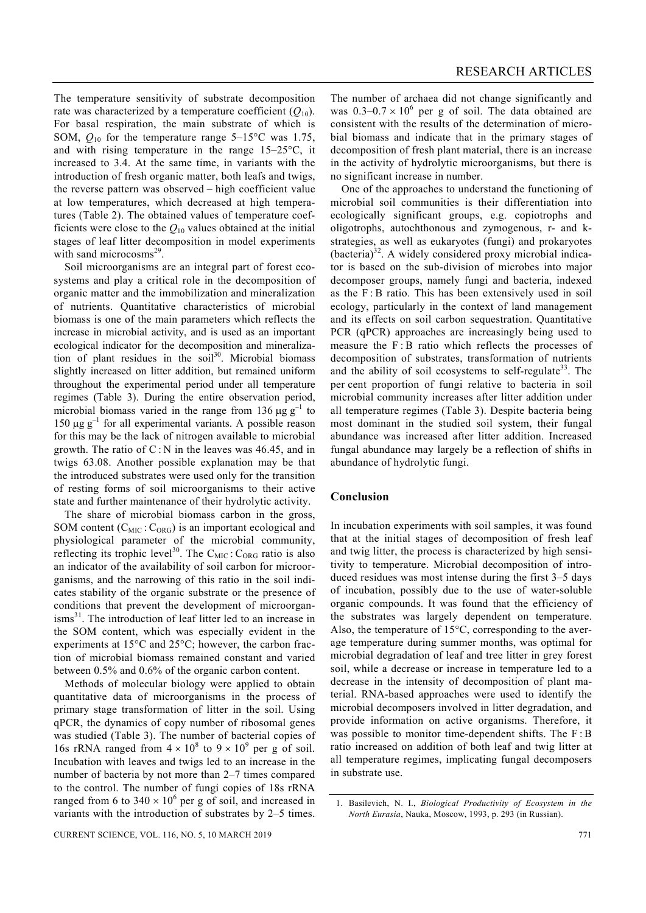The temperature sensitivity of substrate decomposition rate was characterized by a temperature coefficient ($Q_{10}$). For basal respiration, the main substrate of which is SOM, $Q_{10}$ for the temperature range 5–15°C was 1.75, and with rising temperature in the range 15–25°C, it increased to 3.4. At the same time, in variants with the introduction of fresh organic matter, both leafs and twigs, the reverse pattern was observed – high coefficient value at low temperatures, which decreased at high temperatures (Table 2). The obtained values of temperature coefficients were close to the $Q_{10}$ values obtained at the initial stages of leaf litter decomposition in model experiments with sand microcosms[29].

Soil microorganisms are an integral part of forest ecosystems and play a critical role in the decomposition of organic matter and the immobilization and mineralization of nutrients. Quantitative characteristics of microbial biomass is one of the main parameters which reflects the increase in microbial activity, and is used as an important ecological indicator for the decomposition and mineralization of plant residues in the soil[30]. Microbial biomass slightly increased on litter addition, but remained uniform throughout the experimental period under all temperature regimes (Table 3). During the entire observation period, microbial biomass varied in the range from 136 μg $g^{-1}$ to 150 μg $g^{-1}$ for all experimental variants. A possible reason for this may be the lack of nitrogen available to microbial growth. The ratio of C : N in the leaves was 46.45, and in twigs 63.08. Another possible explanation may be that the introduced substrates were used only for the transition of resting forms of soil microorganisms to their active state and further maintenance of their hydrolytic activity.

The share of microbial biomass carbon in the gross, SOM content ($C_{MIC} : C_{ORG}$) is an important ecological and physiological parameter of the microbial community, reflecting its trophic level[30]. The $C_{MIC} : C_{ORG}$ ratio is also an indicator of the availability of soil carbon for microorganisms, and the narrowing of this ratio in the soil indicates stability of the organic substrate or the presence of conditions that prevent the development of microorganisms[31]. The introduction of leaf litter led to an increase in the SOM content, which was especially evident in the experiments at 15°C and 25°C; however, the carbon fraction of microbial biomass remained constant and varied between 0.5% and 0.6% of the organic carbon content.

Methods of molecular biology were applied to obtain quantitative data of microorganisms in the process of primary stage transformation of litter in the soil. Using qPCR, the dynamics of copy number of ribosomal genes was studied (Table 3). The number of bacterial copies of 16s rRNA ranged from $4 \times 10^8$ to $9 \times 10^9$ per g of soil. Incubation with leaves and twigs led to an increase in the number of bacteria by not more than 2–7 times compared to the control. The number of fungi copies of 18s rRNA ranged from 6 to $340 \times 10^6$ per g of soil, and increased in variants with the introduction of substrates by 2–5 times. The number of archaea did not change significantly and was $0.3–0.7 \times 10^6$ per g of soil. The data obtained are consistent with the results of the determination of microbial biomass and indicate that in the primary stages of decomposition of fresh plant material, there is an increase in the activity of hydrolytic microorganisms, but there is no significant increase in number.

One of the approaches to understand the functioning of microbial soil communities is their differentiation into ecologically significant groups, e.g. copiotrophs and oligotrophs, autochthonous and zymogenous, r- and k-strategies, as well as eukaryotes (fungi) and prokaryotes (bacteria)[32]. A widely considered proxy microbial indicator is based on the sub-division of microbes into major decomposer groups, namely fungi and bacteria, indexed as the F : B ratio. This has been extensively used in soil ecology, particularly in the context of land management and its effects on soil carbon sequestration. Quantitative PCR (qPCR) approaches are increasingly being used to measure the F : B ratio which reflects the processes of decomposition of substrates, transformation of nutrients and the ability of soil ecosystems to self-regulate[33]. The per cent proportion of fungi relative to bacteria in soil microbial community increases after litter addition under all temperature regimes (Table 3). Despite bacteria being most dominant in the studied soil system, their fungal abundance was increased after litter addition. Increased fungal abundance may largely be a reflection of shifts in abundance of hydrolytic fungi.

## Conclusion

In incubation experiments with soil samples, it was found that at the initial stages of decomposition of fresh leaf and twig litter, the process is characterized by high sensitivity to temperature. Microbial decomposition of introduced residues was most intense during the first 3–5 days of incubation, possibly due to the use of water-soluble organic compounds. It was found that the efficiency of the substrates was largely dependent on temperature. Also, the temperature of 15°C, corresponding to the average temperature during summer months, was optimal for microbial degradation of leaf and tree litter in grey forest soil, while a decrease or increase in temperature led to a decrease in the intensity of decomposition of plant material. RNA-based approaches were used to identify the microbial decomposers involved in litter degradation, and provide information on active organisms. Therefore, it was possible to monitor time-dependent shifts. The F : B ratio increased on addition of both leaf and twig litter at all temperature regimes, implicating fungal decomposers in substrate use.

1. Basilevich, N. I., *Biological Productivity of Ecosystem in the North Eurasia*, Nauka, Moscow, 1993, p. 293 (in Russian).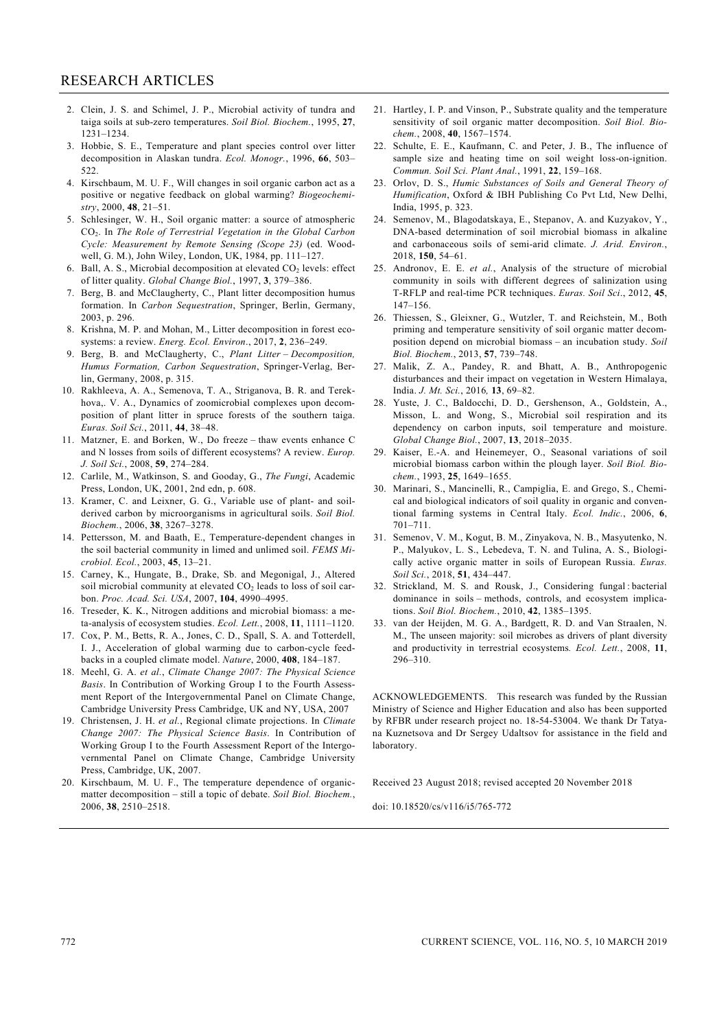2. Clein, J. S. and Schimel, J. P., Microbial activity of tundra and taiga soils at sub-zero temperatures. *Soil Biol. Biochem.*, 1995, **27**, 1231–1234.
3. Hobbie, S. E., Temperature and plant species control over litter decomposition in Alaskan tundra. *Ecol. Monogr.*, 1996, **66**, 503–522.
4. Kirschbaum, M. U. F., Will changes in soil organic carbon act as a positive or negative feedback on global warming? *Biogeochemistry*, 2000, **48**, 21–51.
5. Schlesinger, W. H., Soil organic matter: a source of atmospheric $CO_2$. In *The Role of Terrestrial Vegetation in the Global Carbon Cycle: Measurement by Remote Sensing (Scope 23)* (ed. Woodwell, G. M.), John Wiley, London, UK, 1984, pp. 111–127.
6. Ball, A. S., Microbial decomposition at elevated $CO_2$ levels: effect of litter quality. *Global Change Biol.*, 1997, **3**, 379–386.
7. Berg, B. and McClaugherty, C., Plant litter decomposition humus formation. In *Carbon Sequestration*, Springer, Berlin, Germany, 2003, p. 296.
8. Krishna, M. P. and Mohan, M., Litter decomposition in forest ecosystems: a review. *Energ. Ecol. Environ.*, 2017, **2**, 236–249.
9. Berg, B. and McClaugherty, C., *Plant Litter – Decomposition, Humus Formation, Carbon Sequestration*, Springer-Verlag, Berlin, Germany, 2008, p. 315.
10. Rakhleeva, A. A., Semenova, T. A., Striganova, B. R. and Terekhova,. V. A., Dynamics of zoomicrobial complexes upon decomposition of plant litter in spruce forests of the southern taiga. *Euras. Soil Sci.*, 2011, **44**, 38–48.
11. Matzner, E. and Borken, W., Do freeze – thaw events enhance C and N losses from soils of different ecosystems? A review. *Europ. J. Soil Sci.*, 2008, **59**, 274–284.
12. Carlile, M., Watkinson, S. and Gooday, G., *The Fungi*, Academic Press, London, UK, 2001, 2nd edn, p. 608.
13. Kramer, C. and Leixner, G. G., Variable use of plant- and soil-derived carbon by microorganisms in agricultural soils. *Soil Biol. Biochem.*, 2006, **38**, 3267–3278.
14. Pettersson, M. and Baath, E., Temperature-dependent changes in the soil bacterial community in limed and unlimed soil. *FEMS Microbiol. Ecol.*, 2003, **45**, 13–21.
15. Carney, K., Hungate, B., Drake, Sb. and Megonigal, J., Altered soil microbial community at elevated $CO_2$ leads to loss of soil carbon. *Proc. Acad. Sci. USA*, 2007, **104**, 4990–4995.
16. Treseder, K. K., Nitrogen additions and microbial biomass: a meta-analysis of ecosystem studies. *Ecol. Lett.*, 2008, **11**, 1111–1120.
17. Cox, P. M., Betts, R. A., Jones, C. D., Spall, S. A. and Totterdell, I. J., Acceleration of global warming due to carbon-cycle feedbacks in a coupled climate model. *Nature*, 2000, **408**, 184–187.
18. Meehl, G. A. *et al.*, *Climate Change 2007: The Physical Science Basis*. In Contribution of Working Group I to the Fourth Assessment Report of the Intergovernmental Panel on Climate Change, Cambridge University Press Cambridge, UK and NY, USA, 2007
19. Christensen, J. H. *et al.*, Regional climate projections. In *Climate Change 2007: The Physical Science Basis*. In Contribution of Working Group I to the Fourth Assessment Report of the Intergovernmental Panel on Climate Change, Cambridge University Press, Cambridge, UK, 2007.
20. Kirschbaum, M. U. F., The temperature dependence of organic-matter decomposition – still a topic of debate. *Soil Biol. Biochem.*, 2006, **38**, 2510–2518.
21. Hartley, I. P. and Vinson, P., Substrate quality and the temperature sensitivity of soil organic matter decomposition. *Soil Biol. Biochem.*, 2008, **40**, 1567–1574.
22. Schulte, E. E., Kaufmann, C. and Peter, J. B., The influence of sample size and heating time on soil weight loss-on-ignition. *Commun. Soil Sci. Plant Anal.*, 1991, **22**, 159–168.
23. Orlov, D. S., *Humic Substances of Soils and General Theory of Humification*, Oxford & IBH Publishing Co Pvt Ltd, New Delhi, India, 1995, p. 323.
24. Semenov, M., Blagodatskaya, E., Stepanov, A. and Kuzyakov, Y., DNA-based determination of soil microbial biomass in alkaline and carbonaceous soils of semi-arid climate. *J. Arid. Environ.*, 2018, **150**, 54–61.
25. Andronov, E. E. *et al.*, Analysis of the structure of microbial community in soils with different degrees of salinization using T-RFLP and real-time PCR techniques. *Euras. Soil Sci*., 2012, **45**, 147–156.
26. Thiessen, S., Gleixner, G., Wutzler, T. and Reichstein, M., Both priming and temperature sensitivity of soil organic matter decomposition depend on microbial biomass – an incubation study. *Soil Biol. Biochem.*, 2013, **57**, 739–748.
27. Malik, Z. A., Pandey, R. and Bhatt, A. B., Anthropogenic disturbances and their impact on vegetation in Western Himalaya, India. *J. Mt. Sci.*, 2016*,* **13**, 69–82.
28. Yuste, J. C., Baldocchi, D. D., Gershenson, A., Goldstein, A., Misson, L. and Wong, S., Microbial soil respiration and its dependency on carbon inputs, soil temperature and moisture. *Global Change Biol.*, 2007, **13**, 2018–2035.
29. Kaiser, E.-A. and Heinemeyer, O., Seasonal variations of soil microbial biomass carbon within the plough layer. *Soil Biol. Biochem.*, 1993, **25**, 1649–1655.
30. Marinari, S., Mancinelli, R., Campiglia, E. and Grego, S., Chemical and biological indicators of soil quality in organic and conventional farming systems in Central Italy. *Ecol. Indic.*, 2006, **6**, 701–711.
31. Semenov, V. M., Kogut, B. M., Zinyakova, N. B., Masyutenko, N. P., Malyukov, L. S., Lebedeva, T. N. and Tulina, A. S., Biologically active organic matter in soils of European Russia. *Euras. Soil Sci.*, 2018, **51**, 434–447.
32. Strickland, M. S. and Rousk, J., Considering fungal : bacterial dominance in soils – methods, controls, and ecosystem implications. *Soil Biol. Biochem.*, 2010, **42**, 1385–1395.
33. van der Heijden, M. G. A., Bardgett, R. D. and Van Straalen, N. M., The unseen majority: soil microbes as drivers of plant diversity and productivity in terrestrial ecosystems*. Ecol. Lett.*, 2008, **11**, 296–310.

ACKNOWLEDGEMENTS. This research was funded by the Russian Ministry of Science and Higher Education and also has been supported by RFBR under research project no. 18-54-53004. We thank Dr Tatyana Kuznetsova and Dr Sergey Udaltsov for assistance in the field and laboratory.

Received 23 August 2018; revised accepted 20 November 2018

doi: 10.18520/cs/v116/i5/765-772